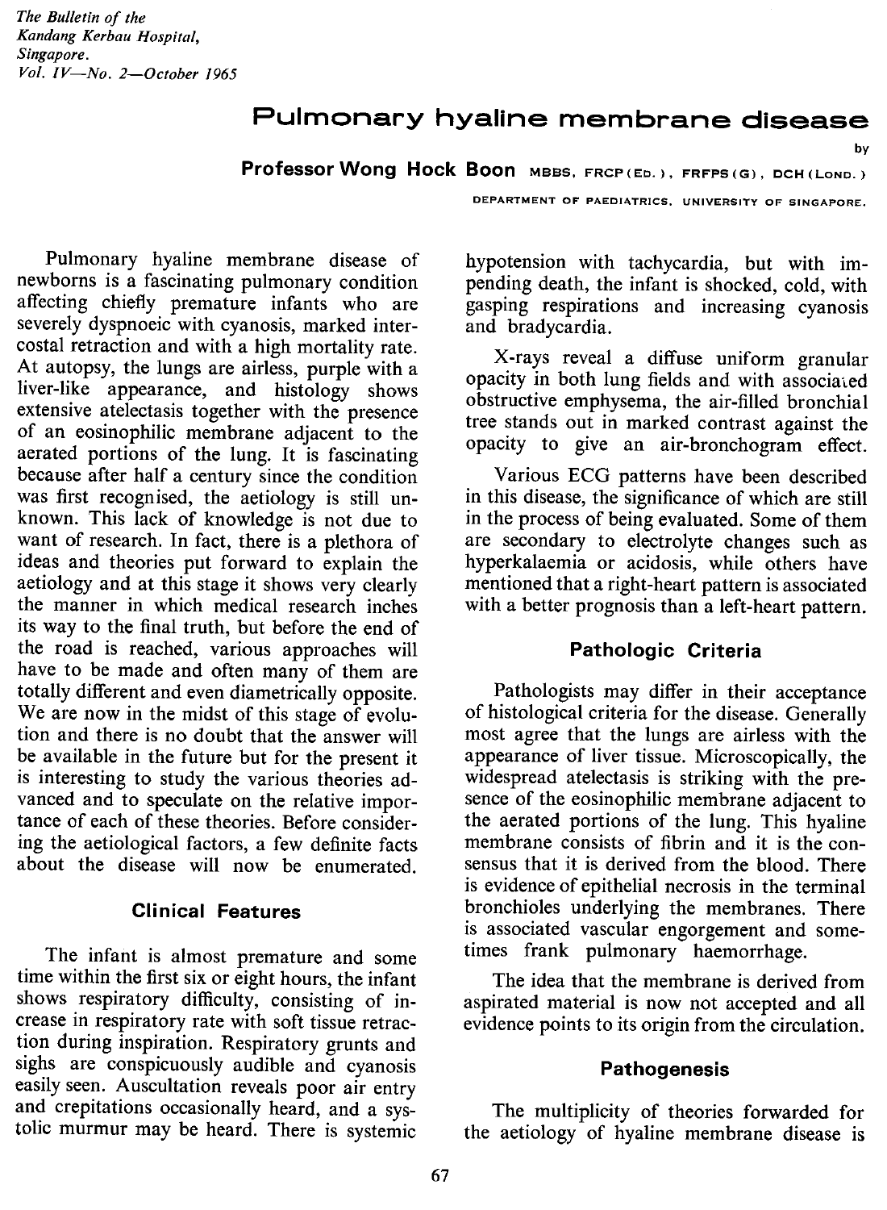*The Bulletin of the Kandang Kerbau Hospital, Singapore. Vol. IV—No. 2—October 1965*

# Pulmonary hyaline membrane disease

by

**Professor Wong Hock Boon** MBBS, FRCP (Ed.), FRFPS (G), DCH (Lond.)

DEPARTMENT OF PAEDIATRICS, UNIVERSITY OF SINGAPORE.

Pulmonary hyaline membrane disease of newborns is a fascinating pulmonary condition affecting chiefly premature infants who are severely dyspnoeic with cyanosis, marked intercostal retraction and with a high mortality rate. At autopsy, the lungs are airless, purple with a liver-like appearance, and histology shows extensive atelectasis together with the presence of an eosinophilic membrane adjacent to the aerated portions of the lung. It is fascinating because after half a century since the condition was first recognised, the aetiology is still unknown. This lack of knowledge is not due to want of research. In fact, there is a plethora of ideas and theories put forward to explain the aetiology and at this stage it shows very clearly the manner in which medical research inches its way to the final truth, but before the end of the road is reached, various approaches will have to be made and often many of them are totally different and even diametrically opposite. We are now in the midst of this stage of evolution and there is no doubt that the answer will be available in the future but for the present it is interesting to study the various theories advanced and to speculate on the relative importance of each of these theories. Before considering the aetiological factors, a few definite facts about the disease will now be enumerated.

### Clinical Features

The infant is almost premature and some time within the first six or eight hours, the infant shows respiratory difficulty, consisting of increase in respiratory rate with soft tissue retraction during inspiration. Respiratory grunts and sighs are conspicuously audible and cyanosis easily seen. Auscultation reveals poor air entry and crepitations occasionally heard, and a systolic murmur may be heard. There is systemic hypotension with tachycardia, but with impending death, the infant is shocked, cold, with gasping respirations and increasing cyanosis and bradycardia.

X-rays reveal a diffuse uniform granular opacity in both lung fields and with associated obstructive emphysema, the air-filled bronchial tree stands out in marked contrast against the opacity to give an air-bronchogram effect.

Various ECG patterns have been described in this disease, the significance of which are still in the process of being evaluated. Some of them are secondary to electrolyte changes such as hyperkalaemia or acidosis, while others have mentioned that a right-heart pattern is associated with a better prognosis than a left-heart pattern.

### Pathologic Criteria

Pathologists may differ in their acceptance of histological criteria for the disease. Generally most agree that the lungs are airless with the appearance of liver tissue. Microscopically, the widespread atelectasis is striking with the presence of the eosinophilic membrane adjacent to the aerated portions of the lung. This hyaline membrane consists of fibrin and it is the consensus that it is derived from the blood. There is evidence of epithelial necrosis in the terminal bronchioles underlying the membranes. There is associated vascular engorgement and sometimes frank pulmonary haemorrhage.

The idea that the membrane is derived from aspirated material is now not accepted and all evidence points to its origin from the circulation.

### Pathogenesis

The multiplicity of theories forwarded for the aetiology of hyaline membrane disease is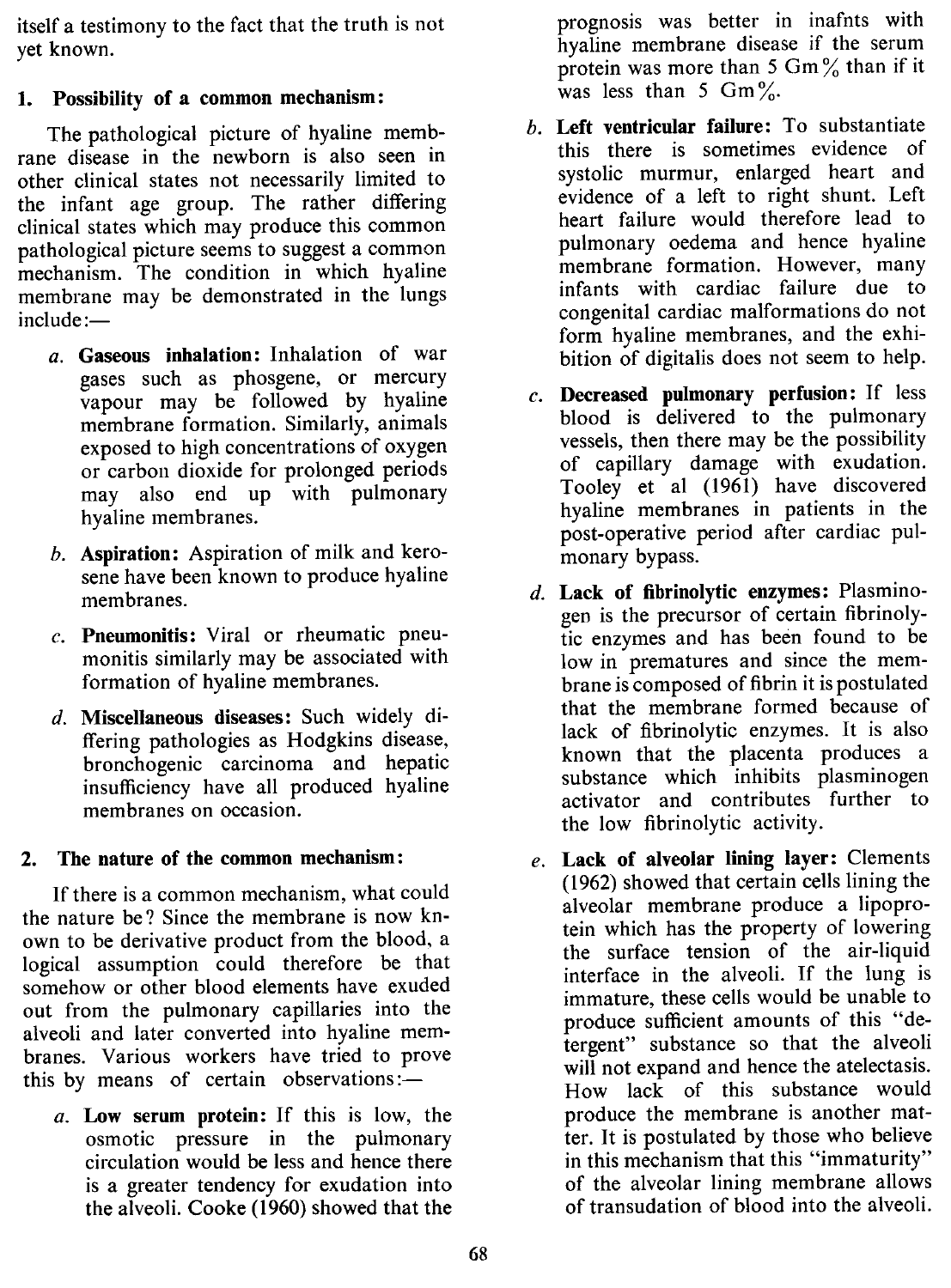itself a testimony to the fact that the truth is not yet known.

### 1. Possibility of a common mechanism:

The pathological picture of hyaline membrane disease in the newborn is also seen in other clinical states not necessarily limited to the infant age group. The rather differing clinical states which may produce this common pathological picture seems to suggest a common mechanism. The condition in which hyaline membrane may be demonstrated in the lungs include:—

*a.* **Gaseous inhalation:** Inhalation of war gases such as phosgene, or mercury vapour may be followed by hyaline membrane formation. Similarly, animals exposed to high concentrations of oxygen or carbon dioxide for prolonged periods may also end up with pulmonary hyaline membranes.

*b.* **Aspiration:** Aspiration of milk and kerosene have been known to produce hyaline membranes.

*c.* **Pneumonitis:** Viral or rheumatic pneumonitis similarly may be associated with formation of hyaline membranes.

*d.* **Miscellaneous diseases:** Such widely differing pathologies as Hodgkins disease, bronchogenic carcinoma and hepatic insufficiency have all produced hyaline membranes on occasion.

### 2. The nature of the common mechanism:

If there is a common mechanism, what could the nature be? Since the membrane is now known to be derivative product from the blood, a logical assumption could therefore be that somehow or other blood elements have exuded out from the pulmonary capillaries into the alveoli and later converted into hyaline membranes. Various workers have tried to prove this by means of certain observations:—

*a.* **Low serum protein:** If this is low, the osmotic pressure in the pulmonary circulation would be less and hence there is a greater tendency for exudation into the alveoli. Cooke (1960) showed that the prognosis was better in inafnts with hyaline membrane disease if the serum protein was more than 5 Gm% than if it was less than 5 Gm%.

*b.* **Left ventricular failure:** To substantiate this there is sometimes evidence of systolic murmur, enlarged heart and evidence of a left to right shunt. Left heart failure would therefore lead to pulmonary oedema and hence hyaline membrane formation. However, many infants with cardiac failure due to congenital cardiac malformations do not form hyaline membranes, and the exhibition of digitalis does not seem to help.

*c.* **Decreased pulmonary perfusion:** If less blood is delivered to the pulmonary vessels, then there may be the possibility of capillary damage with exudation. Tooley et al (1961) have discovered hyaline membranes in patients in the post-operative period after cardiac pulmonary bypass.

*d.* **Lack of fibrinolytic enzymes:** Plasminogen is the precursor of certain fibrinolytic enzymes and has been found to be low in prematures and since the membrane is composed of fibrin it is postulated that the membrane formed because of lack of fibrinolytic enzymes. It is also known that the placenta produces a substance which inhibits plasminogen activator and contributes further to the low fibrinolytic activity.

*e.* **Lack of alveolar lining layer:** Clements (1962) showed that certain cells lining the alveolar membrane produce a lipoprotein which has the property of lowering the surface tension of the air-liquid interface in the alveoli. If the lung is immature, these cells would be unable to produce sufficient amounts of this "detergent" substance so that the alveoli will not expand and hence the atelectasis. How lack of this substance would produce the membrane is another matter. It is postulated by those who believe in this mechanism that this "immaturity" of the alveolar lining membrane allows of transudation of blood into the alveoli.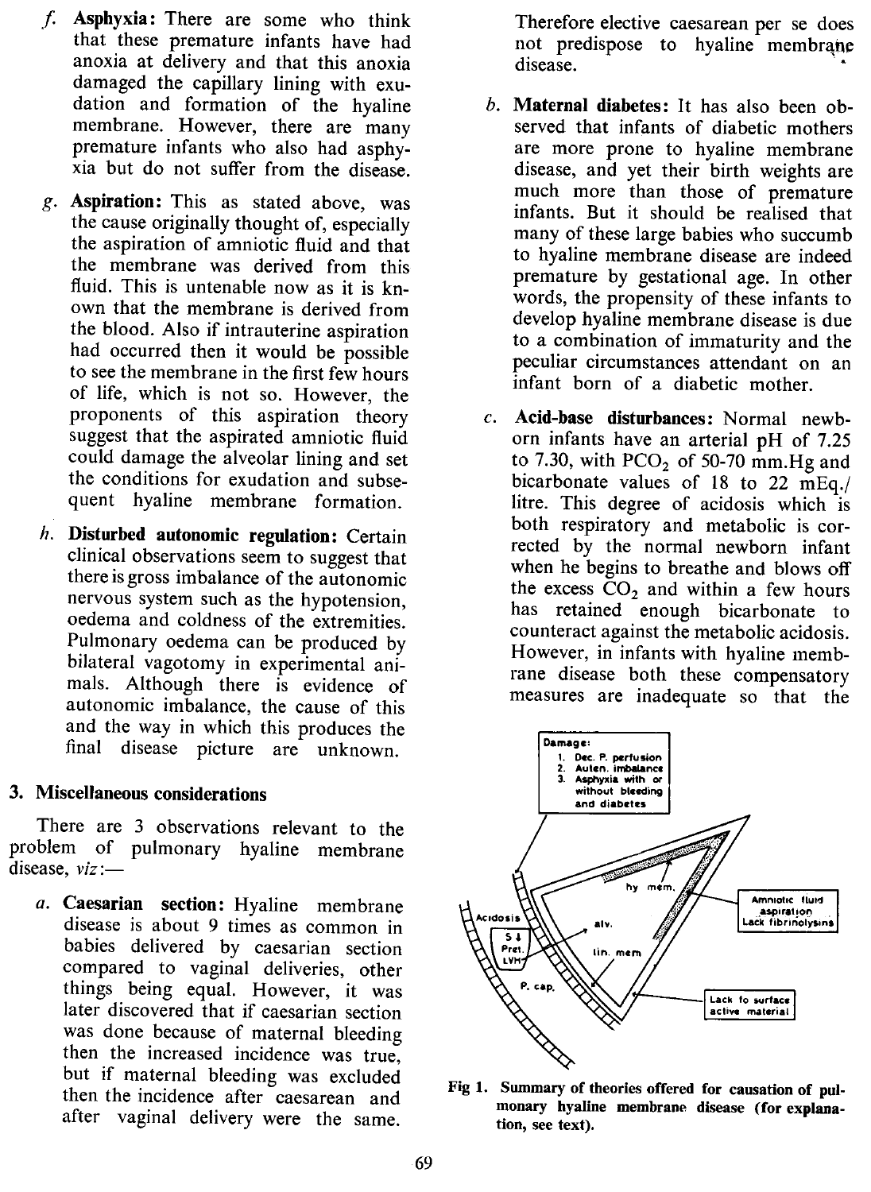*f.* **Asphyxia:** There are some who think that these premature infants have had anoxia at delivery and that this anoxia damaged the capillary lining with exudation and formation of the hyaline membrane. However, there are many premature infants who also had asphyxia but do not suffer from the disease.

*g.* **Aspiration:** This as stated above, was the cause originally thought of, especially the aspiration of amniotic fluid and that the membrane was derived from this fluid. This is untenable now as it is known that the membrane is derived from the blood. Also if intrauterine aspiration had occurred then it would be possible to see the membrane in the first few hours of life, which is not so. However, the proponents of this aspiration theory suggest that the aspirated amniotic fluid could damage the alveolar lining and set the conditions for exudation and subsequent hyaline membrane formation.

*h.* **Disturbed autonomic regulation:** Certain clinical observations seem to suggest that there is gross imbalance of the autonomic nervous system such as the hypotension, oedema and coldness of the extremities. Pulmonary oedema can be produced by bilateral vagotomy in experimental animals. Although there is evidence of autonomic imbalance, the cause of this and the way in which this produces the final disease picture are unknown.

### 3. Miscellaneous considerations

There are 3 observations relevant to the problem of pulmonary hyaline membrane disease, *viz*:—

*a.* **Caesarian section:** Hyaline membrane disease is about 9 times as common in babies delivered by caesarian section compared to vaginal deliveries, other things being equal. However, it was later discovered that if caesarian section was done because of maternal bleeding then the increased incidence was true, but if maternal bleeding was excluded then the incidence after caesarean and after vaginal delivery were the same. Therefore elective caesarean per se does not predispose to hyaline membrane disease.

*b.* **Maternal diabetes:** It has also been observed that infants of diabetic mothers are more prone to hyaline membrane disease, and yet their birth weights are much more than those of premature infants. But it should be realised that many of these large babies who succumb to hyaline membrane disease are indeed premature by gestational age. In other words, the propensity of these infants to develop hyaline membrane disease is due to a combination of immaturity and the peculiar circumstances attendant on an infant born of a diabetic mother.

*c.* **Acid-base disturbances:** Normal newborn infants have an arterial pH of 7.25 to 7.30, with $PCO_2$ of 50-70 mm.Hg and bicarbonate values of 18 to 22 mEq./litre. This degree of acidosis which is both respiratory and metabolic is corrected by the normal newborn infant when he begins to breathe and blows off the excess $CO_2$ and within a few hours has retained enough bicarbonate to counteract against the metabolic acidosis. However, in infants with hyaline membrane disease both these compensatory measures are inadequate so that the

Damage:
1. Dec. P. perfusion
2. Auten. imbalance
3. Asphyxia with or without bleeding and diabetes

hy mem. — Amniotic fluid aspiration, Lack fibrinolysins — alv. — lin. mem — Lack fo surface active material — Acidosis — S↓ Pret. LVH — P. cap.

**Fig 1. Summary of theories offered for causation of pulmonary hyaline membrane disease (for explanation, see text).**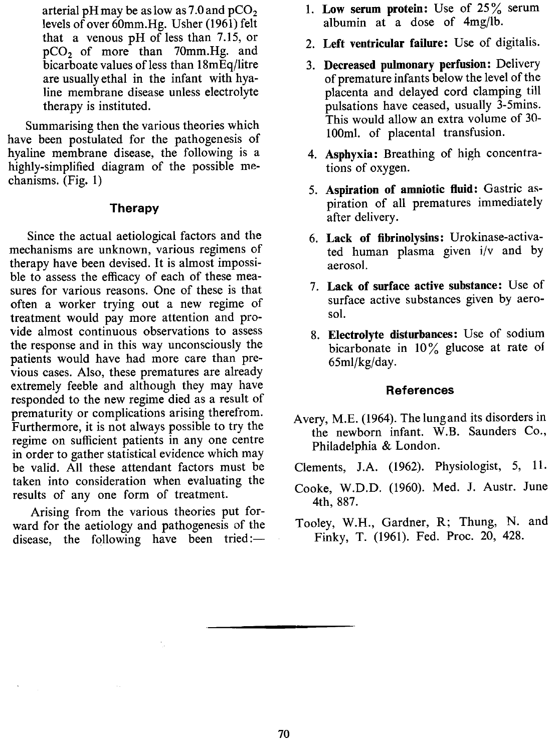arterial pH may be as low as 7.0 and $pCO_2$ levels of over 60mm.Hg. Usher (1961) felt that a venous pH of less than 7.15, or $pCO_2$ of more than 70mm.Hg. and bicarboate values of less than 18mEq/litre are usually ethal in the infant with hyaline membrane disease unless electrolyte therapy is instituted.

Summarising then the various theories which have been postulated for the pathogenesis of hyaline membrane disease, the following is a highly-simplified diagram of the possible mechanisms. (Fig. 1)

## Therapy

Since the actual aetiological factors and the mechanisms are unknown, various regimens of therapy have been devised. It is almost impossible to assess the efficacy of each of these measures for various reasons. One of these is that often a worker trying out a new regime of treatment would pay more attention and provide almost continuous observations to assess the response and in this way unconsciously the patients would have had more care than previous cases. Also, these prematures are already extremely feeble and although they may have responded to the new regime died as a result of prematurity or complications arising therefrom. Furthermore, it is not always possible to try the regime on sufficient patients in any one centre in order to gather statistical evidence which may be valid. All these attendant factors must be taken into consideration when evaluating the results of any one form of treatment.

Arising from the various theories put forward for the aetiology and pathogenesis of the disease, the following have been tried:—

1. **Low serum protein:** Use of 25% serum albumin at a dose of 4mg/lb.
2. **Left ventricular failure:** Use of digitalis.
3. **Decreased pulmonary perfusion:** Delivery of premature infants below the level of the placenta and delayed cord clamping till pulsations have ceased, usually 3-5mins. This would allow an extra volume of 30-100ml. of placental transfusion.
4. **Asphyxia:** Breathing of high concentrations of oxygen.
5. **Aspiration of amniotic fluid:** Gastric aspiration of all prematures immediately after delivery.
6. **Lack of fibrinolysins:** Urokinase-activated human plasma given i/v and by aerosol.
7. **Lack of surface active substance:** Use of surface active substances given by aerosol.
8. **Electrolyte disturbances:** Use of sodium bicarbonate in 10% glucose at rate of 65ml/kg/day.

## References

Avery, M.E. (1964). The lung and its disorders in the newborn infant. W.B. Saunders Co., Philadelphia & London.

Clements, J.A. (1962). Physiologist, 5, 11.

Cooke, W.D.D. (1960). Med. J. Austr. June 4th, 887.

Tooley, W.H., Gardner, R; Thung, N. and Finky, T. (1961). Fed. Proc. 20, 428.